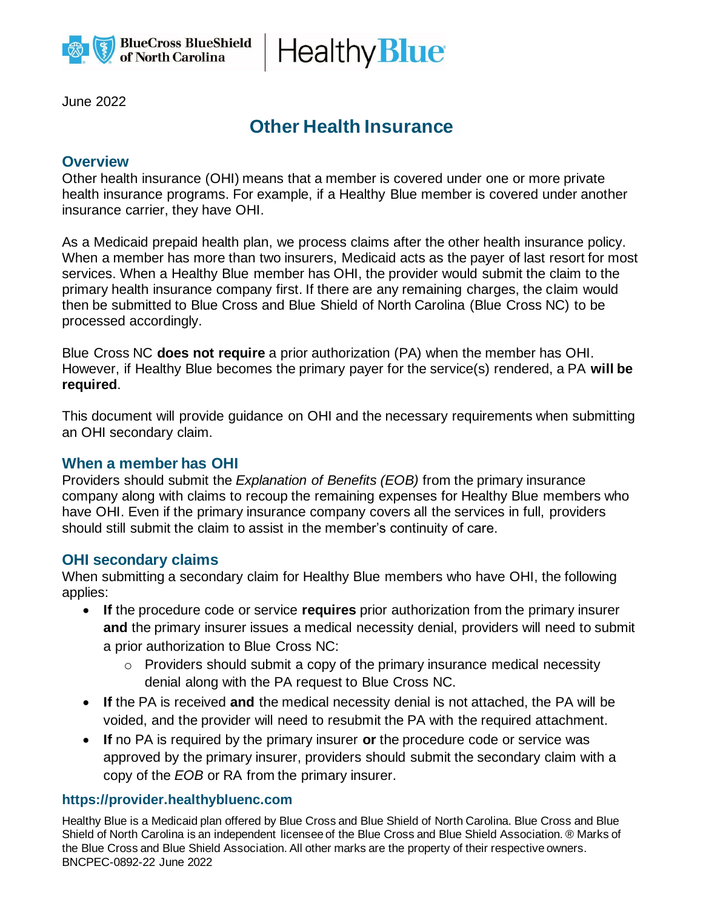June 2022

# Other Health Insurance

## Overview

Other health insurance (OHI) means that a member is covered under one or more private health insurance programs. For example, if a Healthy Blue member is covered under another insurance carrier, they have OHI.

As a Medicaid prepaid health plan, we process claims after the other health insurance policy. When a member has more than two insurers, Medicaid acts as the payer of last resort for most services. When a Healthy Blue member has OHI, the provider would submit the claim to the primary health insurance company first. If there are any remaining charges, the claim would then be submitted to Blue Cross and Blue Shield of North Carolina (Blue Cross NC) to be processed accordingly.

Blue Cross NC **does not require** a prior authorization (PA) when the member has OHI. However, if Healthy Blue becomes the primary payer for the service(s) rendered, a PA **will be required**.

This document will provide guidance on OHI and the necessary requirements when submitting an OHI secondary claim.

## When a member has OHI

Providers should submit the *Explanation of Benefits (EOB)* from the primary insurance company along with claims to recoup the remaining expenses for Healthy Blue members who have OHI. Even if the primary insurance company covers all the services in full, providers should still submit the claim to assist in the member's continuity of care.

## OHI secondary claims

When submitting a secondary claim for Healthy Blue members who have OHI, the following applies:

- **If** the procedure code or service **requires** prior authorization from the primary insurer **and** the primary insurer issues a medical necessity denial, providers will need to submit a prior authorization to Blue Cross NC:
  - Providers should submit a copy of the primary insurance medical necessity denial along with the PA request to Blue Cross NC.
- **If** the PA is received **and** the medical necessity denial is not attached, the PA will be voided, and the provider will need to resubmit the PA with the required attachment.
- **If** no PA is required by the primary insurer **or** the procedure code or service was approved by the primary insurer, providers should submit the secondary claim with a copy of the *EOB* or RA from the primary insurer.

**https://provider.healthybluenc.com**

Healthy Blue is a Medicaid plan offered by Blue Cross and Blue Shield of North Carolina. Blue Cross and Blue Shield of North Carolina is an independent licensee of the Blue Cross and Blue Shield Association. ® Marks of the Blue Cross and Blue Shield Association. All other marks are the property of their respective owners. BNCPEC-0892-22 June 2022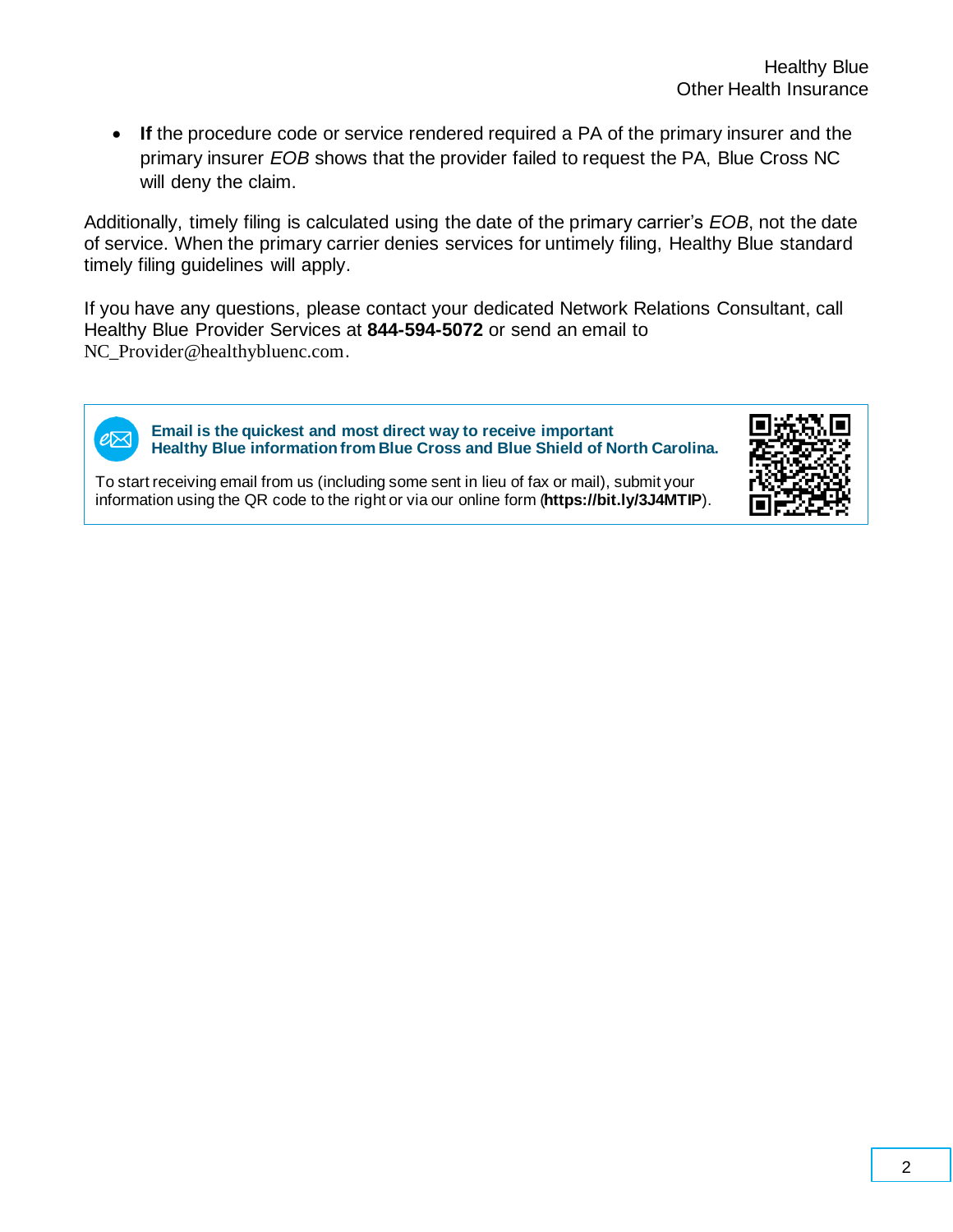- **If** the procedure code or service rendered required a PA of the primary insurer and the primary insurer *EOB* shows that the provider failed to request the PA, Blue Cross NC will deny the claim.

Additionally, timely filing is calculated using the date of the primary carrier's *EOB*, not the date of service. When the primary carrier denies services for untimely filing, Healthy Blue standard timely filing guidelines will apply.

If you have any questions, please contact your dedicated Network Relations Consultant, call Healthy Blue Provider Services at **844-594-5072** or send an email to NC_Provider@healthybluenc.com.

**Email is the quickest and most direct way to receive important Healthy Blue information from Blue Cross and Blue Shield of North Carolina.**

To start receiving email from us (including some sent in lieu of fax or mail), submit your information using the QR code to the right or via our online form (**https://bit.ly/3J4MTIP**).